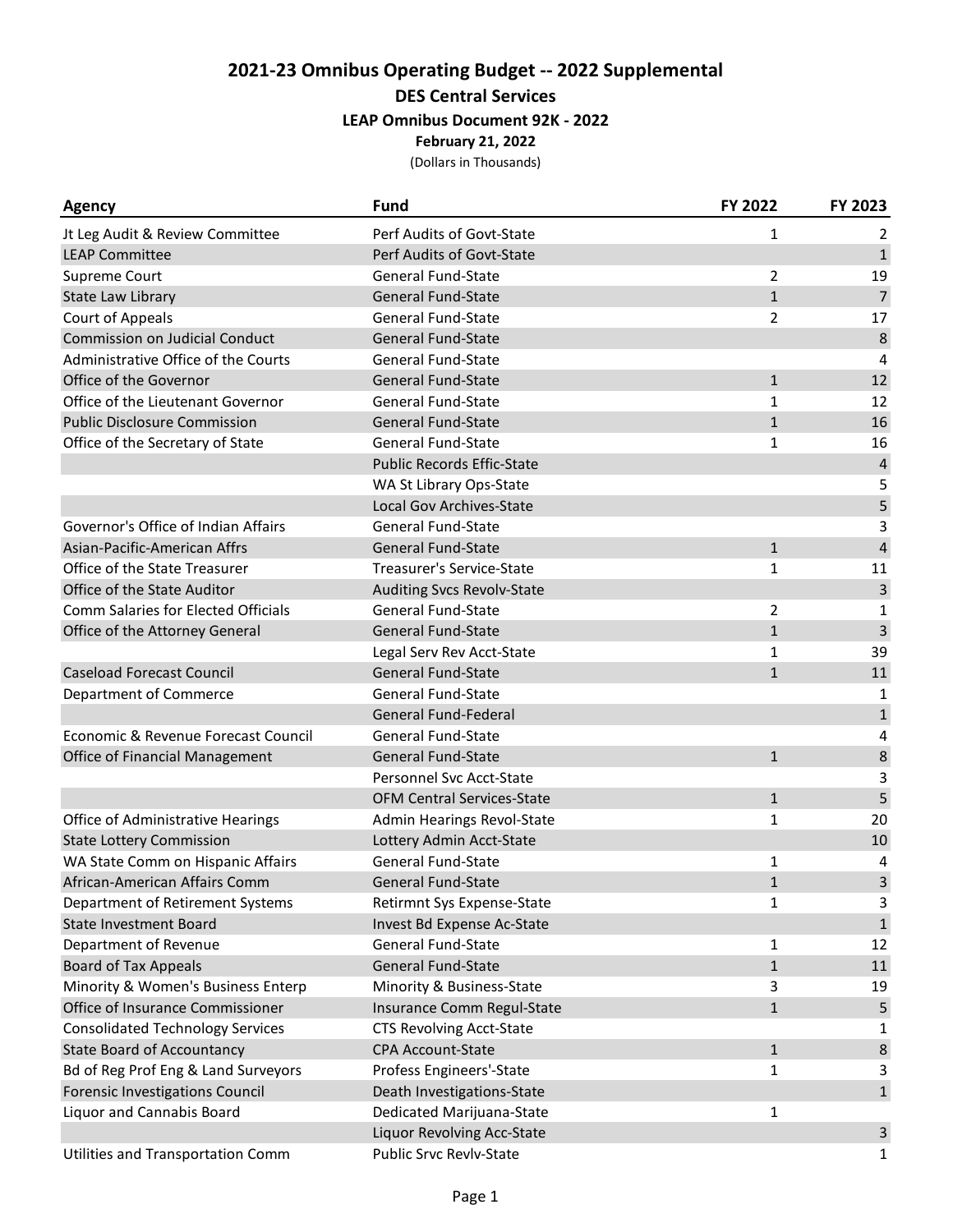# 2021-23 Omnibus Operating Budget -- 2022 Supplemental

## DES Central Services

### LEAP Omnibus Document 92K - 2022

**February 21, 2022**

(Dollars in Thousands)

| Agency | Fund | FY 2022 | FY 2023 |
|---|---|---|---|
| Jt Leg Audit & Review Committee | Perf Audits of Govt-State | 1 | 2 |
| LEAP Committee | Perf Audits of Govt-State | | 1 |
| Supreme Court | General Fund-State | 2 | 19 |
| State Law Library | General Fund-State | 1 | 7 |
| Court of Appeals | General Fund-State | 2 | 17 |
| Commission on Judicial Conduct | General Fund-State | | 8 |
| Administrative Office of the Courts | General Fund-State | | 4 |
| Office of the Governor | General Fund-State | 1 | 12 |
| Office of the Lieutenant Governor | General Fund-State | 1 | 12 |
| Public Disclosure Commission | General Fund-State | 1 | 16 |
| Office of the Secretary of State | General Fund-State | 1 | 16 |
| | Public Records Effic-State | | 4 |
| | WA St Library Ops-State | | 5 |
| | Local Gov Archives-State | | 5 |
| Governor's Office of Indian Affairs | General Fund-State | | 3 |
| Asian-Pacific-American Affrs | General Fund-State | 1 | 4 |
| Office of the State Treasurer | Treasurer's Service-State | 1 | 11 |
| Office of the State Auditor | Auditing Svcs Revolv-State | | 3 |
| Comm Salaries for Elected Officials | General Fund-State | 2 | 1 |
| Office of the Attorney General | General Fund-State | 1 | 3 |
| | Legal Serv Rev Acct-State | 1 | 39 |
| Caseload Forecast Council | General Fund-State | 1 | 11 |
| Department of Commerce | General Fund-State | | 1 |
| | General Fund-Federal | | 1 |
| Economic & Revenue Forecast Council | General Fund-State | | 4 |
| Office of Financial Management | General Fund-State | 1 | 8 |
| | Personnel Svc Acct-State | | 3 |
| | OFM Central Services-State | 1 | 5 |
| Office of Administrative Hearings | Admin Hearings Revol-State | 1 | 20 |
| State Lottery Commission | Lottery Admin Acct-State | | 10 |
| WA State Comm on Hispanic Affairs | General Fund-State | 1 | 4 |
| African-American Affairs Comm | General Fund-State | 1 | 3 |
| Department of Retirement Systems | Retirmnt Sys Expense-State | 1 | 3 |
| State Investment Board | Invest Bd Expense Ac-State | | 1 |
| Department of Revenue | General Fund-State | 1 | 12 |
| Board of Tax Appeals | General Fund-State | 1 | 11 |
| Minority & Women's Business Enterp | Minority & Business-State | 3 | 19 |
| Office of Insurance Commissioner | Insurance Comm Regul-State | 1 | 5 |
| Consolidated Technology Services | CTS Revolving Acct-State | | 1 |
| State Board of Accountancy | CPA Account-State | 1 | 8 |
| Bd of Reg Prof Eng & Land Surveyors | Profess Engineers'-State | 1 | 3 |
| Forensic Investigations Council | Death Investigations-State | | 1 |
| Liquor and Cannabis Board | Dedicated Marijuana-State | 1 | |
| | Liquor Revolving Acc-State | | 3 |
| Utilities and Transportation Comm | Public Srvc Revlv-State | | 1 |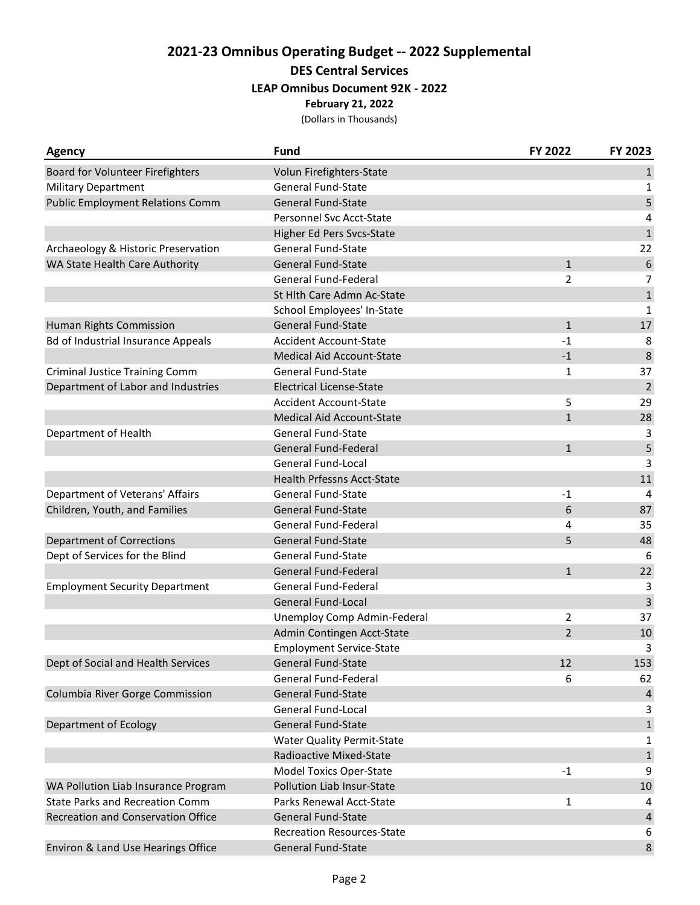## 2021-23 Omnibus Operating Budget -- 2022 Supplemental

### DES Central Services

**LEAP Omnibus Document 92K - 2022**

**February 21, 2022**

(Dollars in Thousands)

| Agency | Fund | FY 2022 | FY 2023 |
|---|---|---|---|
| Board for Volunteer Firefighters | Volun Firefighters-State | | 1 |
| Military Department | General Fund-State | | 1 |
| Public Employment Relations Comm | General Fund-State | | 5 |
| | Personnel Svc Acct-State | | 4 |
| | Higher Ed Pers Svcs-State | | 1 |
| Archaeology & Historic Preservation | General Fund-State | | 22 |
| WA State Health Care Authority | General Fund-State | 1 | 6 |
| | General Fund-Federal | 2 | 7 |
| | St Hlth Care Admn Ac-State | | 1 |
| | School Employees' In-State | | 1 |
| Human Rights Commission | General Fund-State | 1 | 17 |
| Bd of Industrial Insurance Appeals | Accident Account-State | -1 | 8 |
| | Medical Aid Account-State | -1 | 8 |
| Criminal Justice Training Comm | General Fund-State | 1 | 37 |
| Department of Labor and Industries | Electrical License-State | | 2 |
| | Accident Account-State | 5 | 29 |
| | Medical Aid Account-State | 1 | 28 |
| Department of Health | General Fund-State | | 3 |
| | General Fund-Federal | 1 | 5 |
| | General Fund-Local | | 3 |
| | Health Prfessns Acct-State | | 11 |
| Department of Veterans' Affairs | General Fund-State | -1 | 4 |
| Children, Youth, and Families | General Fund-State | 6 | 87 |
| | General Fund-Federal | 4 | 35 |
| Department of Corrections | General Fund-State | 5 | 48 |
| Dept of Services for the Blind | General Fund-State | | 6 |
| | General Fund-Federal | 1 | 22 |
| Employment Security Department | General Fund-Federal | | 3 |
| | General Fund-Local | | 3 |
| | Unemploy Comp Admin-Federal | 2 | 37 |
| | Admin Contingen Acct-State | 2 | 10 |
| | Employment Service-State | | 3 |
| Dept of Social and Health Services | General Fund-State | 12 | 153 |
| | General Fund-Federal | 6 | 62 |
| Columbia River Gorge Commission | General Fund-State | | 4 |
| | General Fund-Local | | 3 |
| Department of Ecology | General Fund-State | | 1 |
| | Water Quality Permit-State | | 1 |
| | Radioactive Mixed-State | | 1 |
| | Model Toxics Oper-State | -1 | 9 |
| WA Pollution Liab Insurance Program | Pollution Liab Insur-State | | 10 |
| State Parks and Recreation Comm | Parks Renewal Acct-State | 1 | 4 |
| Recreation and Conservation Office | General Fund-State | | 4 |
| | Recreation Resources-State | | 6 |
| Environ & Land Use Hearings Office | General Fund-State | | 8 |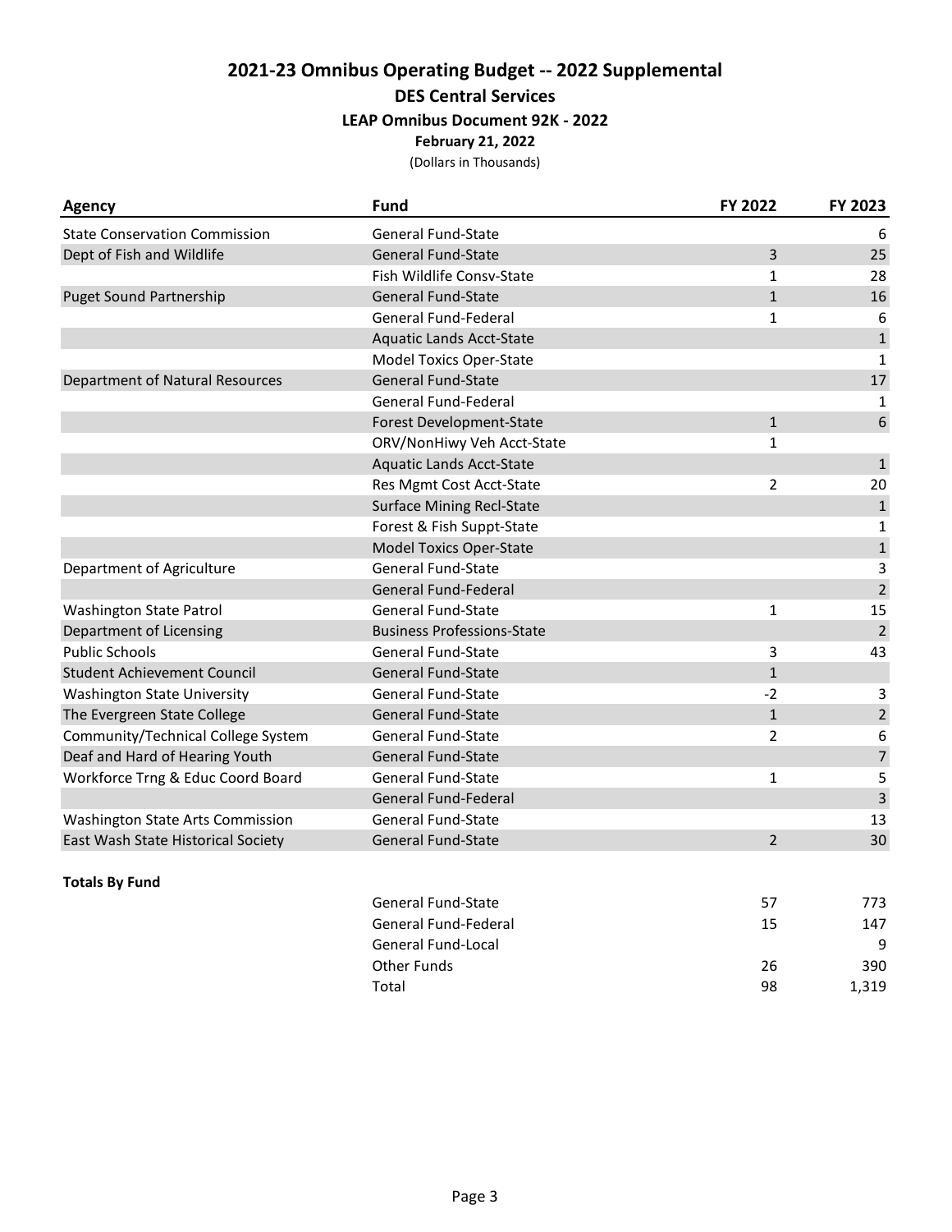# 2021-23 Omnibus Operating Budget -- 2022 Supplemental

## DES Central Services

### LEAP Omnibus Document 92K - 2022

**February 21, 2022**

(Dollars in Thousands)

| Agency | Fund | FY 2022 | FY 2023 |
|---|---|---|---|
| State Conservation Commission | General Fund-State | | 6 |
| Dept of Fish and Wildlife | General Fund-State | 3 | 25 |
| | Fish Wildlife Consv-State | 1 | 28 |
| Puget Sound Partnership | General Fund-State | 1 | 16 |
| | General Fund-Federal | 1 | 6 |
| | Aquatic Lands Acct-State | | 1 |
| | Model Toxics Oper-State | | 1 |
| Department of Natural Resources | General Fund-State | | 17 |
| | General Fund-Federal | | 1 |
| | Forest Development-State | 1 | 6 |
| | ORV/NonHiwy Veh Acct-State | 1 | |
| | Aquatic Lands Acct-State | | 1 |
| | Res Mgmt Cost Acct-State | 2 | 20 |
| | Surface Mining Recl-State | | 1 |
| | Forest & Fish Suppt-State | | 1 |
| | Model Toxics Oper-State | | 1 |
| Department of Agriculture | General Fund-State | | 3 |
| | General Fund-Federal | | 2 |
| Washington State Patrol | General Fund-State | 1 | 15 |
| Department of Licensing | Business Professions-State | | 2 |
| Public Schools | General Fund-State | 3 | 43 |
| Student Achievement Council | General Fund-State | 1 | |
| Washington State University | General Fund-State | -2 | 3 |
| The Evergreen State College | General Fund-State | 1 | 2 |
| Community/Technical College System | General Fund-State | 2 | 6 |
| Deaf and Hard of Hearing Youth | General Fund-State | | 7 |
| Workforce Trng & Educ Coord Board | General Fund-State | 1 | 5 |
| | General Fund-Federal | | 3 |
| Washington State Arts Commission | General Fund-State | | 13 |
| East Wash State Historical Society | General Fund-State | 2 | 30 |

**Totals By Fund**

| | Fund | FY 2022 | FY 2023 |
|---|---|---|---|
| | General Fund-State | 57 | 773 |
| | General Fund-Federal | 15 | 147 |
| | General Fund-Local | | 9 |
| | Other Funds | 26 | 390 |
| | Total | 98 | 1,319 |